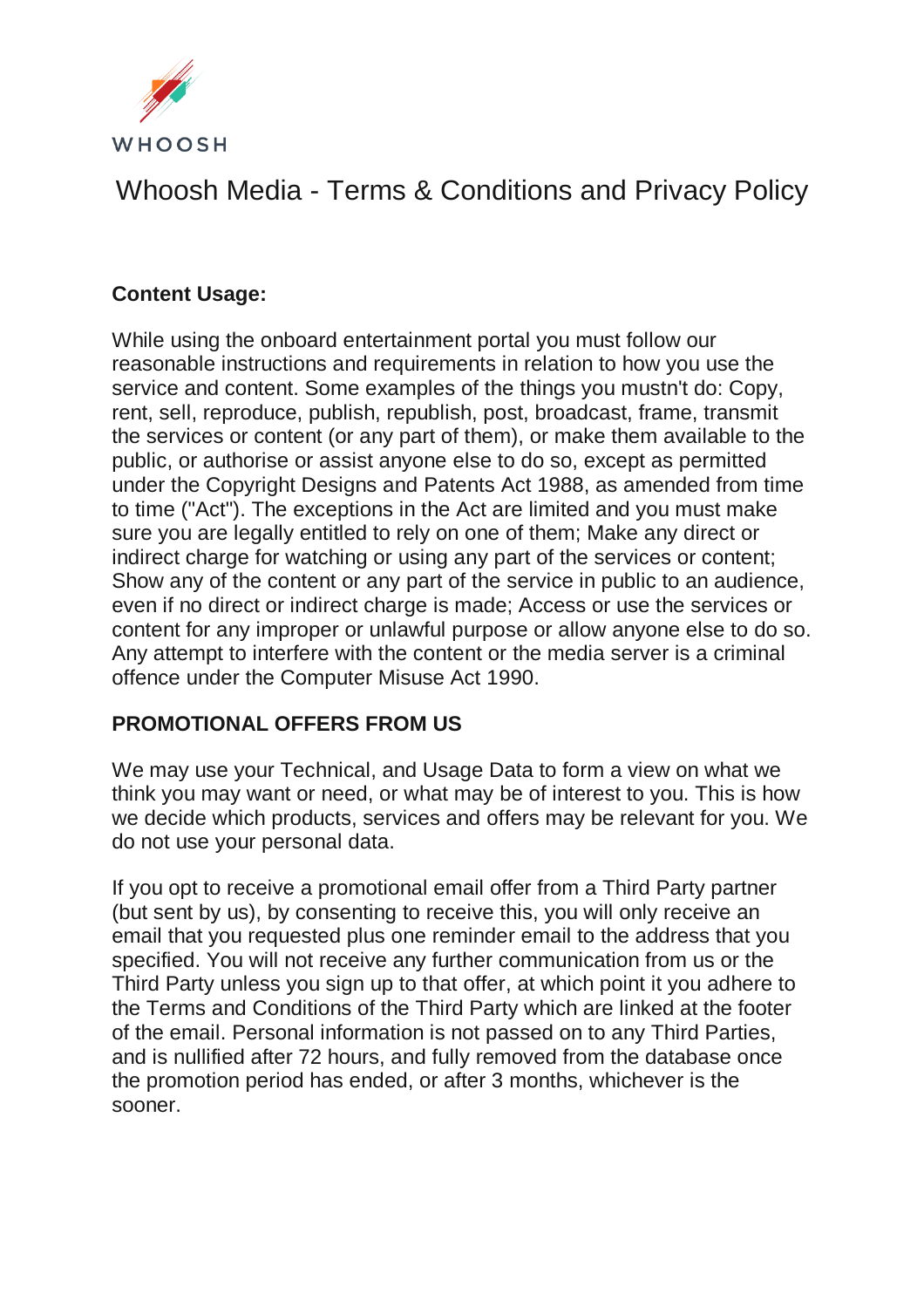WHOOSH

# Whoosh Media - Terms & Conditions and Privacy Policy

**Content Usage:**

While using the onboard entertainment portal you must follow our reasonable instructions and requirements in relation to how you use the service and content. Some examples of the things you mustn't do: Copy, rent, sell, reproduce, publish, republish, post, broadcast, frame, transmit the services or content (or any part of them), or make them available to the public, or authorise or assist anyone else to do so, except as permitted under the Copyright Designs and Patents Act 1988, as amended from time to time ("Act"). The exceptions in the Act are limited and you must make sure you are legally entitled to rely on one of them; Make any direct or indirect charge for watching or using any part of the services or content; Show any of the content or any part of the service in public to an audience, even if no direct or indirect charge is made; Access or use the services or content for any improper or unlawful purpose or allow anyone else to do so. Any attempt to interfere with the content or the media server is a criminal offence under the Computer Misuse Act 1990.

**PROMOTIONAL OFFERS FROM US**

We may use your Technical, and Usage Data to form a view on what we think you may want or need, or what may be of interest to you. This is how we decide which products, services and offers may be relevant for you. We do not use your personal data.

If you opt to receive a promotional email offer from a Third Party partner (but sent by us), by consenting to receive this, you will only receive an email that you requested plus one reminder email to the address that you specified. You will not receive any further communication from us or the Third Party unless you sign up to that offer, at which point it you adhere to the Terms and Conditions of the Third Party which are linked at the footer of the email. Personal information is not passed on to any Third Parties, and is nullified after 72 hours, and fully removed from the database once the promotion period has ended, or after 3 months, whichever is the sooner.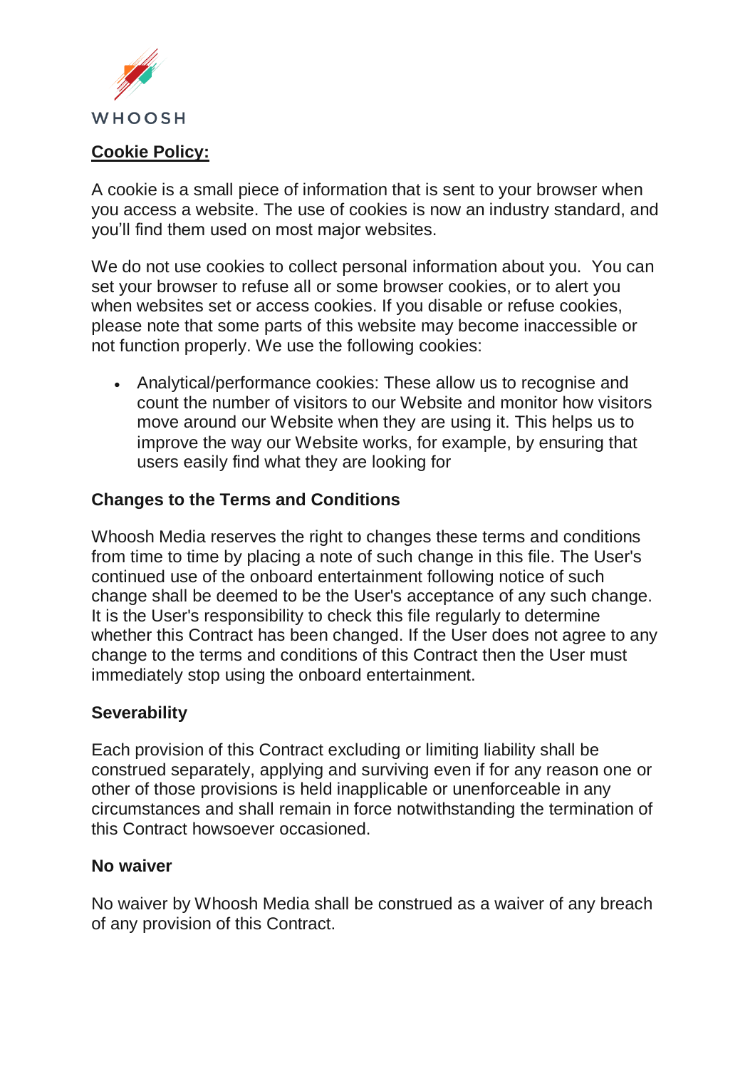WHOOSH

**Cookie Policy:**

A cookie is a small piece of information that is sent to your browser when you access a website. The use of cookies is now an industry standard, and you'll find them used on most major websites.

We do not use cookies to collect personal information about you. You can set your browser to refuse all or some browser cookies, or to alert you when websites set or access cookies. If you disable or refuse cookies, please note that some parts of this website may become inaccessible or not function properly. We use the following cookies:

- Analytical/performance cookies: These allow us to recognise and count the number of visitors to our Website and monitor how visitors move around our Website when they are using it. This helps us to improve the way our Website works, for example, by ensuring that users easily find what they are looking for

**Changes to the Terms and Conditions**

Whoosh Media reserves the right to changes these terms and conditions from time to time by placing a note of such change in this file. The User's continued use of the onboard entertainment following notice of such change shall be deemed to be the User's acceptance of any such change. It is the User's responsibility to check this file regularly to determine whether this Contract has been changed. If the User does not agree to any change to the terms and conditions of this Contract then the User must immediately stop using the onboard entertainment.

**Severability**

Each provision of this Contract excluding or limiting liability shall be construed separately, applying and surviving even if for any reason one or other of those provisions is held inapplicable or unenforceable in any circumstances and shall remain in force notwithstanding the termination of this Contract howsoever occasioned.

**No waiver**

No waiver by Whoosh Media shall be construed as a waiver of any breach of any provision of this Contract.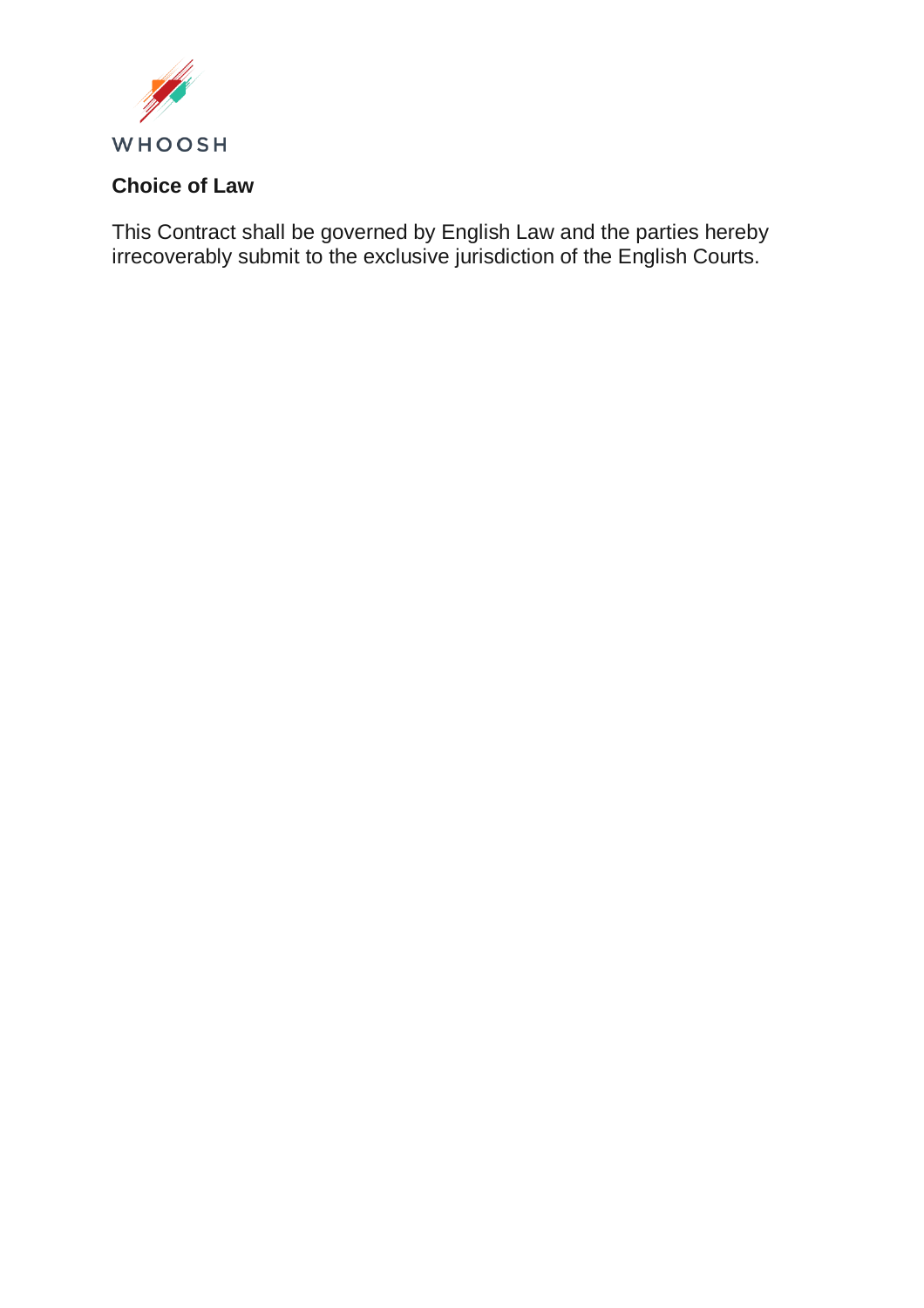WHOOSH

**Choice of Law**

This Contract shall be governed by English Law and the parties hereby irrecoverably submit to the exclusive jurisdiction of the English Courts.